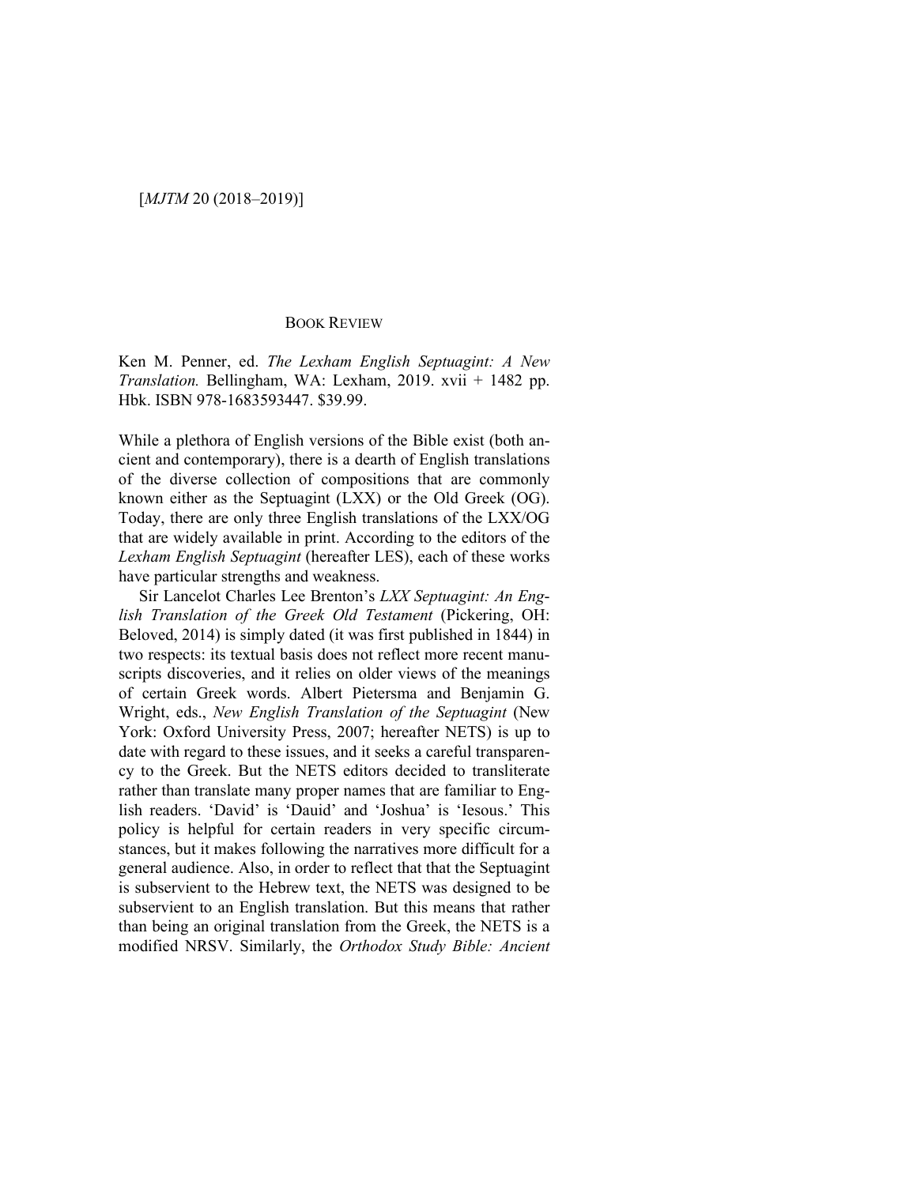BOOK REVIEW

Ken M. Penner, ed. *The Lexham English Septuagint: A New Translation.* Bellingham, WA: Lexham, 2019. xvii + 1482 pp. Hbk. ISBN 978-1683593447. $39.99.

While a plethora of English versions of the Bible exist (both ancient and contemporary), there is a dearth of English translations of the diverse collection of compositions that are commonly known either as the Septuagint (LXX) or the Old Greek (OG). Today, there are only three English translations of the LXX/OG that are widely available in print. According to the editors of the *Lexham English Septuagint* (hereafter LES), each of these works have particular strengths and weakness.

Sir Lancelot Charles Lee Brenton's *LXX Septuagint: An English Translation of the Greek Old Testament* (Pickering, OH: Beloved, 2014) is simply dated (it was first published in 1844) in two respects: its textual basis does not reflect more recent manuscripts discoveries, and it relies on older views of the meanings of certain Greek words. Albert Pietersma and Benjamin G. Wright, eds., *New English Translation of the Septuagint* (New York: Oxford University Press, 2007; hereafter NETS) is up to date with regard to these issues, and it seeks a careful transparency to the Greek. But the NETS editors decided to transliterate rather than translate many proper names that are familiar to English readers. 'David' is 'Dauid' and 'Joshua' is 'Iesous.' This policy is helpful for certain readers in very specific circumstances, but it makes following the narratives more difficult for a general audience. Also, in order to reflect that that the Septuagint is subservient to the Hebrew text, the NETS was designed to be subservient to an English translation. But this means that rather than being an original translation from the Greek, the NETS is a modified NRSV. Similarly, the *Orthodox Study Bible: Ancient*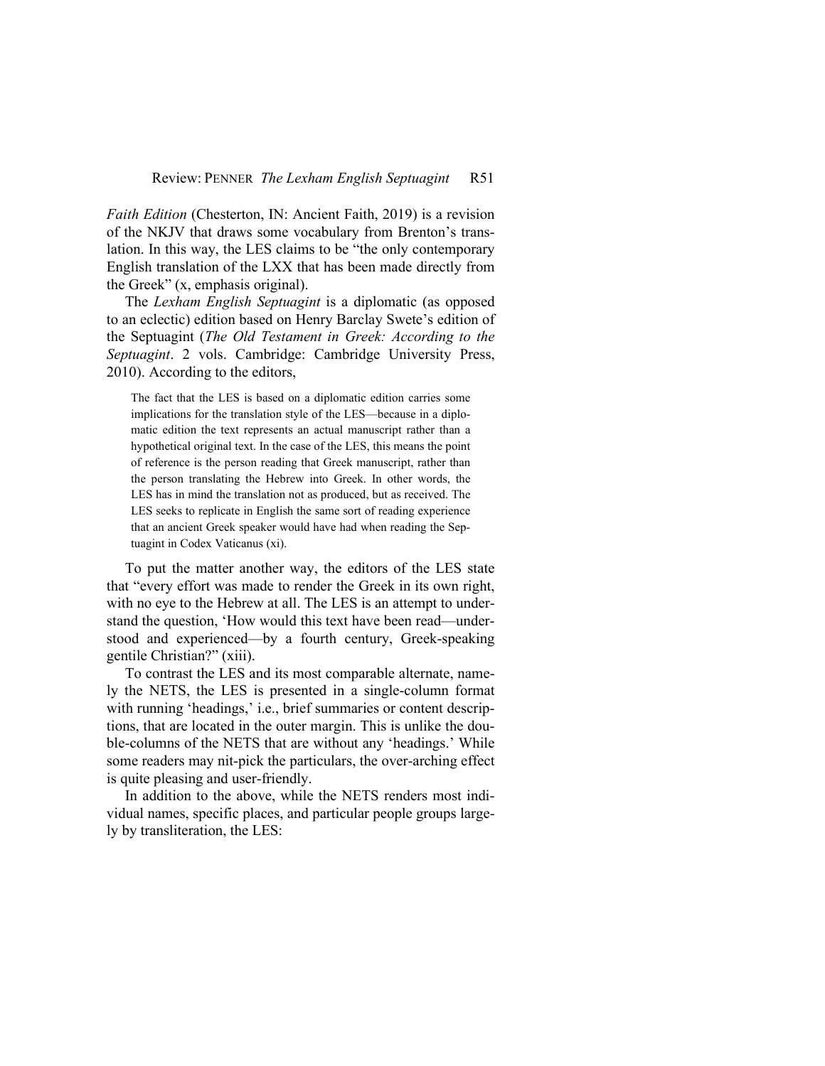*Faith Edition* (Chesterton, IN: Ancient Faith, 2019) is a revision of the NKJV that draws some vocabulary from Brenton's translation. In this way, the LES claims to be "the only contemporary English translation of the LXX that has been made directly from the Greek" (x, emphasis original).

The *Lexham English Septuagint* is a diplomatic (as opposed to an eclectic) edition based on Henry Barclay Swete's edition of the Septuagint (*The Old Testament in Greek: According to the Septuagint*. 2 vols. Cambridge: Cambridge University Press, 2010). According to the editors,

> The fact that the LES is based on a diplomatic edition carries some implications for the translation style of the LES—because in a diplomatic edition the text represents an actual manuscript rather than a hypothetical original text. In the case of the LES, this means the point of reference is the person reading that Greek manuscript, rather than the person translating the Hebrew into Greek. In other words, the LES has in mind the translation not as produced, but as received. The LES seeks to replicate in English the same sort of reading experience that an ancient Greek speaker would have had when reading the Septuagint in Codex Vaticanus (xi).

To put the matter another way, the editors of the LES state that "every effort was made to render the Greek in its own right, with no eye to the Hebrew at all. The LES is an attempt to understand the question, 'How would this text have been read—understood and experienced—by a fourth century, Greek-speaking gentile Christian?" (xiii).

To contrast the LES and its most comparable alternate, namely the NETS, the LES is presented in a single-column format with running 'headings,' i.e., brief summaries or content descriptions, that are located in the outer margin. This is unlike the double-columns of the NETS that are without any 'headings.' While some readers may nit-pick the particulars, the over-arching effect is quite pleasing and user-friendly.

In addition to the above, while the NETS renders most individual names, specific places, and particular people groups largely by transliteration, the LES: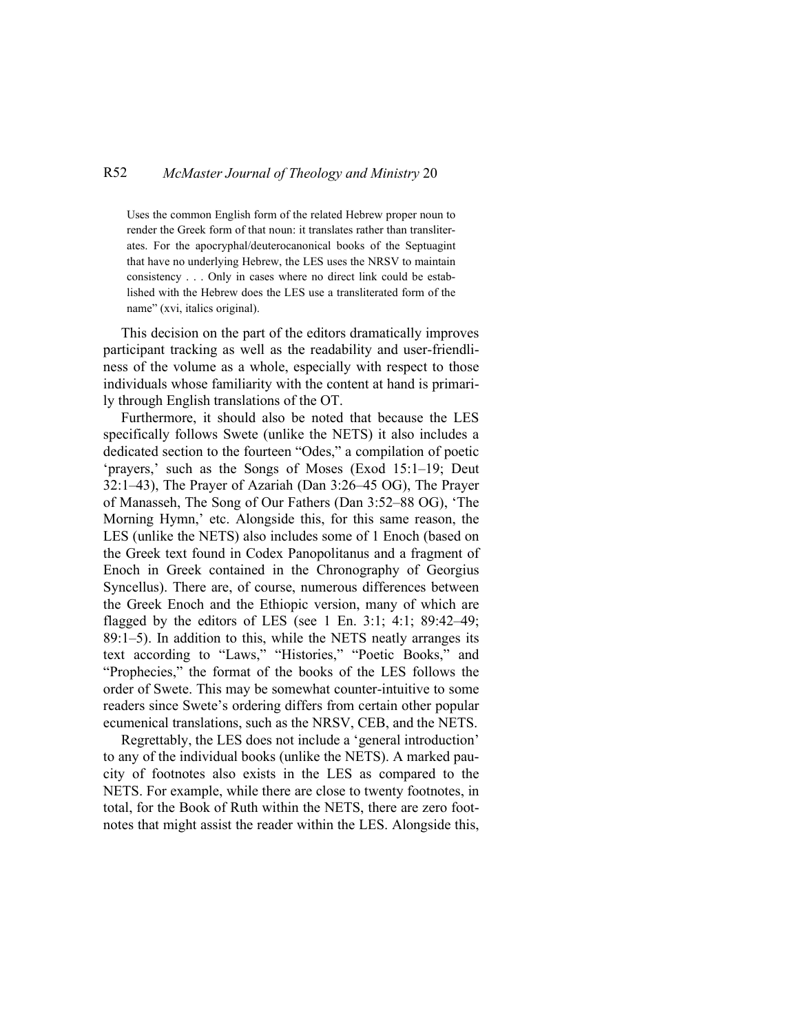> Uses the common English form of the related Hebrew proper noun to render the Greek form of that noun: it translates rather than transliterates. For the apocryphal/deuterocanonical books of the Septuagint that have no underlying Hebrew, the LES uses the NRSV to maintain consistency . . . Only in cases where no direct link could be established with the Hebrew does the LES use a transliterated form of the name" (xvi, italics original).

This decision on the part of the editors dramatically improves participant tracking as well as the readability and user-friendliness of the volume as a whole, especially with respect to those individuals whose familiarity with the content at hand is primarily through English translations of the OT.

Furthermore, it should also be noted that because the LES specifically follows Swete (unlike the NETS) it also includes a dedicated section to the fourteen "Odes," a compilation of poetic 'prayers,' such as the Songs of Moses (Exod 15:1–19; Deut 32:1–43), The Prayer of Azariah (Dan 3:26–45 OG), The Prayer of Manasseh, The Song of Our Fathers (Dan 3:52–88 OG), 'The Morning Hymn,' etc. Alongside this, for this same reason, the LES (unlike the NETS) also includes some of 1 Enoch (based on the Greek text found in Codex Panopolitanus and a fragment of Enoch in Greek contained in the Chronography of Georgius Syncellus). There are, of course, numerous differences between the Greek Enoch and the Ethiopic version, many of which are flagged by the editors of LES (see 1 En. 3:1; 4:1; 89:42–49; 89:1–5). In addition to this, while the NETS neatly arranges its text according to "Laws," "Histories," "Poetic Books," and "Prophecies," the format of the books of the LES follows the order of Swete. This may be somewhat counter-intuitive to some readers since Swete's ordering differs from certain other popular ecumenical translations, such as the NRSV, CEB, and the NETS.

Regrettably, the LES does not include a 'general introduction' to any of the individual books (unlike the NETS). A marked paucity of footnotes also exists in the LES as compared to the NETS. For example, while there are close to twenty footnotes, in total, for the Book of Ruth within the NETS, there are zero footnotes that might assist the reader within the LES. Alongside this,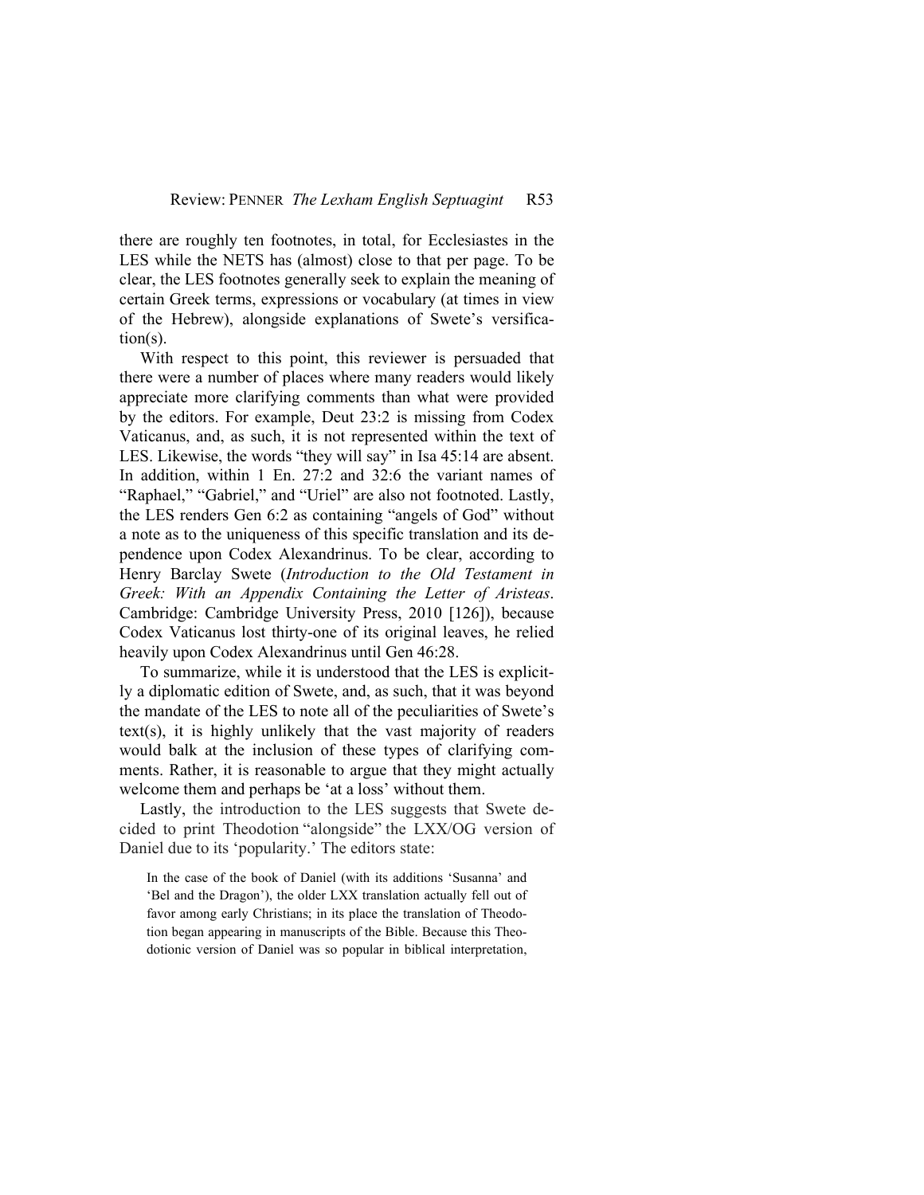there are roughly ten footnotes, in total, for Ecclesiastes in the LES while the NETS has (almost) close to that per page. To be clear, the LES footnotes generally seek to explain the meaning of certain Greek terms, expressions or vocabulary (at times in view of the Hebrew), alongside explanations of Swete's versification(s).

With respect to this point, this reviewer is persuaded that there were a number of places where many readers would likely appreciate more clarifying comments than what were provided by the editors. For example, Deut 23:2 is missing from Codex Vaticanus, and, as such, it is not represented within the text of LES. Likewise, the words "they will say" in Isa 45:14 are absent. In addition, within 1 En. 27:2 and 32:6 the variant names of "Raphael," "Gabriel," and "Uriel" are also not footnoted. Lastly, the LES renders Gen 6:2 as containing "angels of God" without a note as to the uniqueness of this specific translation and its dependence upon Codex Alexandrinus. To be clear, according to Henry Barclay Swete (*Introduction to the Old Testament in Greek: With an Appendix Containing the Letter of Aristeas*. Cambridge: Cambridge University Press, 2010 [126]), because Codex Vaticanus lost thirty-one of its original leaves, he relied heavily upon Codex Alexandrinus until Gen 46:28.

To summarize, while it is understood that the LES is explicitly a diplomatic edition of Swete, and, as such, that it was beyond the mandate of the LES to note all of the peculiarities of Swete's text(s), it is highly unlikely that the vast majority of readers would balk at the inclusion of these types of clarifying comments. Rather, it is reasonable to argue that they might actually welcome them and perhaps be 'at a loss' without them.

Lastly, the introduction to the LES suggests that Swete decided to print Theodotion "alongside" the LXX/OG version of Daniel due to its 'popularity.' The editors state:

> In the case of the book of Daniel (with its additions 'Susanna' and 'Bel and the Dragon'), the older LXX translation actually fell out of favor among early Christians; in its place the translation of Theodotion began appearing in manuscripts of the Bible. Because this Theodotionic version of Daniel was so popular in biblical interpretation,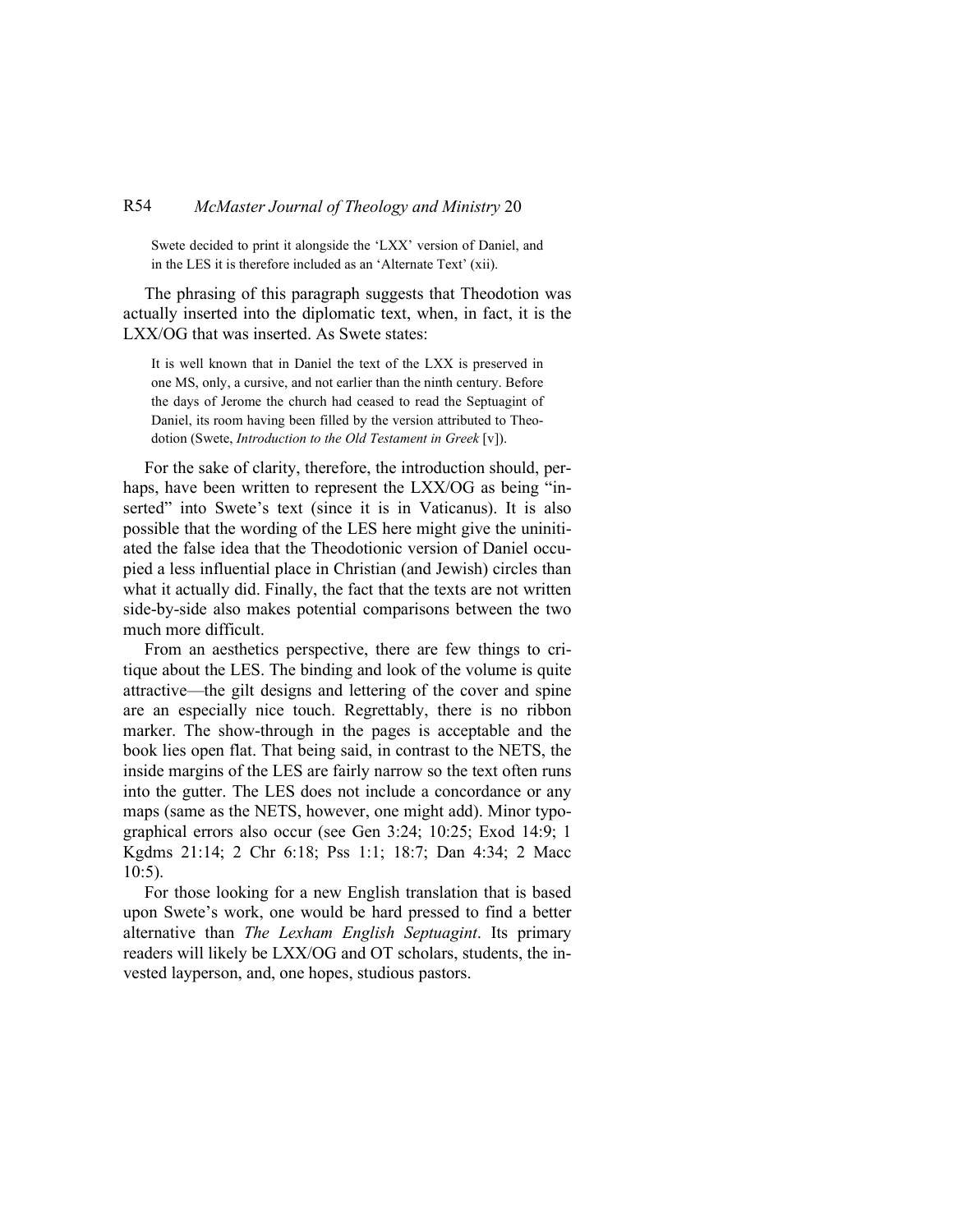> Swete decided to print it alongside the 'LXX' version of Daniel, and in the LES it is therefore included as an 'Alternate Text' (xii).

The phrasing of this paragraph suggests that Theodotion was actually inserted into the diplomatic text, when, in fact, it is the LXX/OG that was inserted. As Swete states:

> It is well known that in Daniel the text of the LXX is preserved in one MS, only, a cursive, and not earlier than the ninth century. Before the days of Jerome the church had ceased to read the Septuagint of Daniel, its room having been filled by the version attributed to Theodotion (Swete, *Introduction to the Old Testament in Greek* [v]).

For the sake of clarity, therefore, the introduction should, perhaps, have been written to represent the LXX/OG as being "inserted" into Swete's text (since it is in Vaticanus). It is also possible that the wording of the LES here might give the uninitiated the false idea that the Theodotionic version of Daniel occupied a less influential place in Christian (and Jewish) circles than what it actually did. Finally, the fact that the texts are not written side-by-side also makes potential comparisons between the two much more difficult.

From an aesthetics perspective, there are few things to critique about the LES. The binding and look of the volume is quite attractive—the gilt designs and lettering of the cover and spine are an especially nice touch. Regrettably, there is no ribbon marker. The show-through in the pages is acceptable and the book lies open flat. That being said, in contrast to the NETS, the inside margins of the LES are fairly narrow so the text often runs into the gutter. The LES does not include a concordance or any maps (same as the NETS, however, one might add). Minor typographical errors also occur (see Gen 3:24; 10:25; Exod 14:9; 1 Kgdms 21:14; 2 Chr 6:18; Pss 1:1; 18:7; Dan 4:34; 2 Macc 10:5).

For those looking for a new English translation that is based upon Swete's work, one would be hard pressed to find a better alternative than *The Lexham English Septuagint*. Its primary readers will likely be LXX/OG and OT scholars, students, the invested layperson, and, one hopes, studious pastors.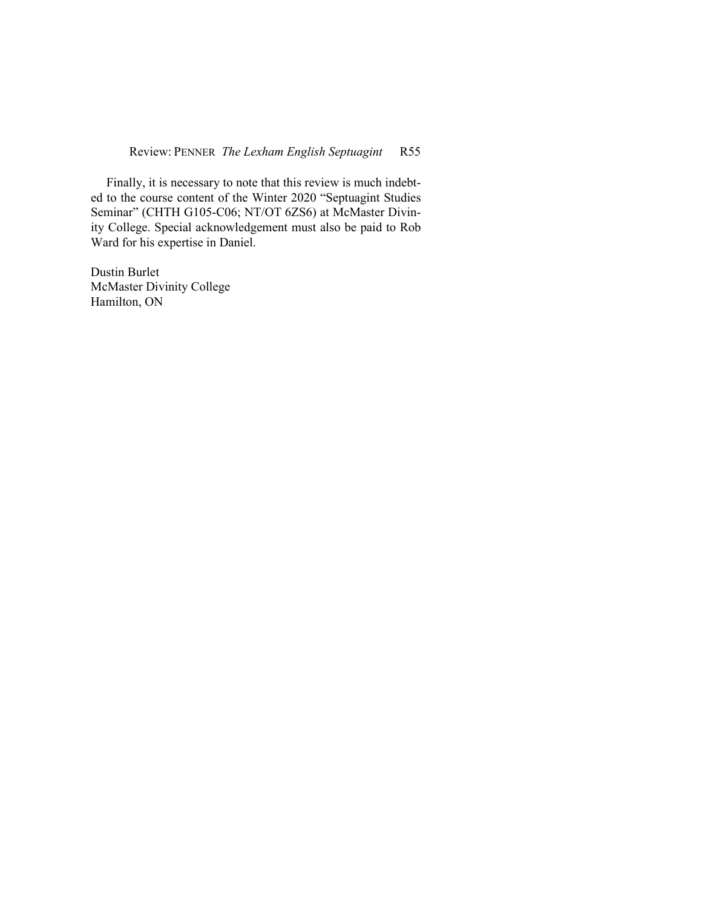Finally, it is necessary to note that this review is much indebted to the course content of the Winter 2020 "Septuagint Studies Seminar" (CHTH G105-C06; NT/OT 6ZS6) at McMaster Divinity College. Special acknowledgement must also be paid to Rob Ward for his expertise in Daniel.

Dustin Burlet  
McMaster Divinity College  
Hamilton, ON